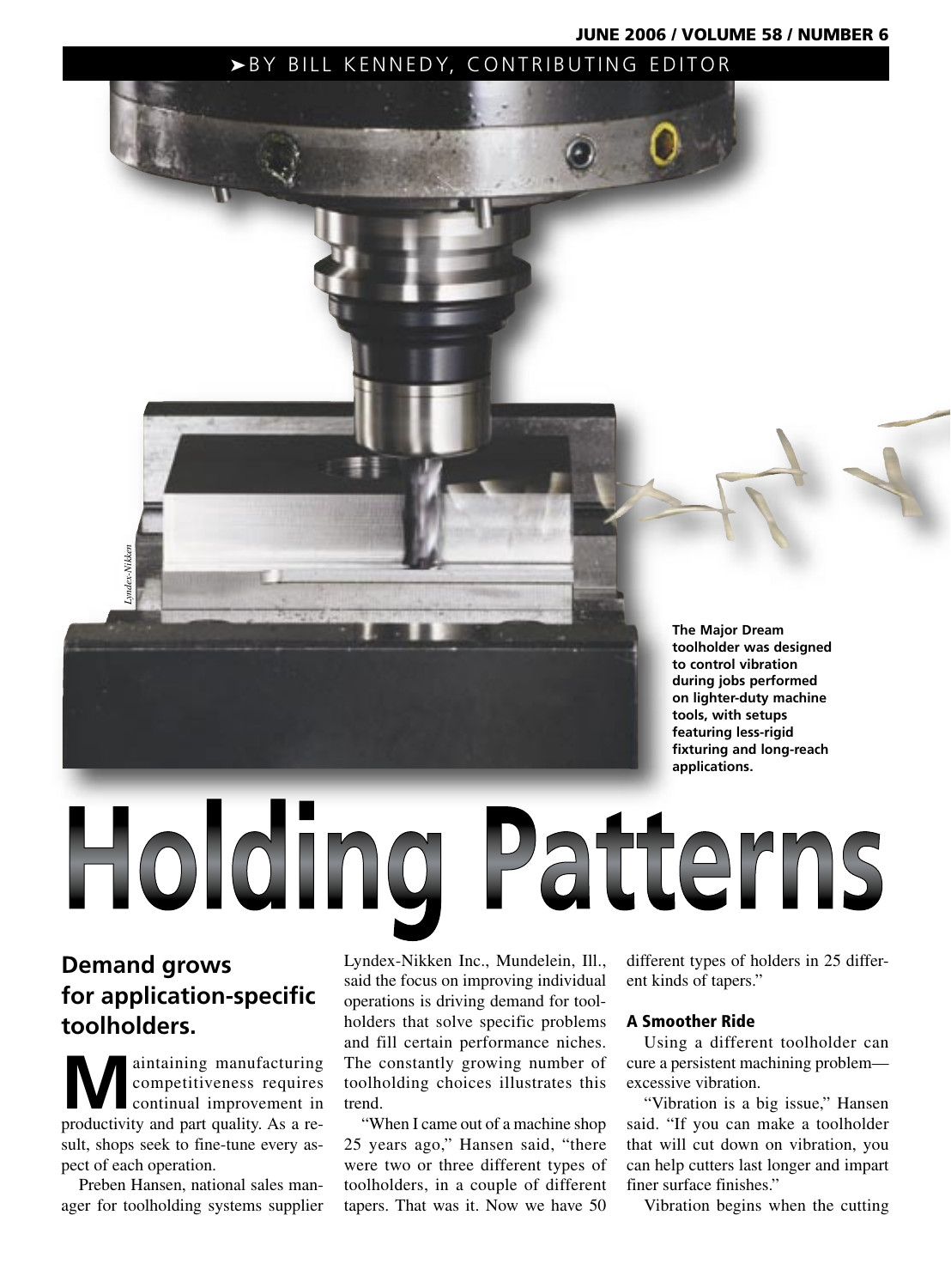BY BILL KENNEDY, CONTRIBUTING EDITOR

Lyndex-Nikken

The Major Dream toolholder was designed to control vibration during jobs performed on lighter-duty machine tools, with setups featuring less-rigid fixturing and long-reach applications.

# Holding Patterns

## Demand grows for application-specific toolholders.

Maintaining manufacturing competitiveness requires continual improvement in productivity and part quality. As a result, shops seek to fine-tune every aspect of each operation.

Preben Hansen, national sales manager for toolholding systems supplier Lyndex-Nikken Inc., Mundelein, Ill., said the focus on improving individual operations is driving demand for toolholders that solve specific problems and fill certain performance niches. The constantly growing number of toolholding choices illustrates this trend.

"When I came out of a machine shop 25 years ago," Hansen said, "there were two or three different types of toolholders, in a couple of different tapers. That was it. Now we have 50 different types of holders in 25 different kinds of tapers."

### A Smoother Ride

Using a different toolholder can cure a persistent machining problem—excessive vibration.

"Vibration is a big issue," Hansen said. "If you can make a toolholder that will cut down on vibration, you can help cutters last longer and impart finer surface finishes."

Vibration begins when the cutting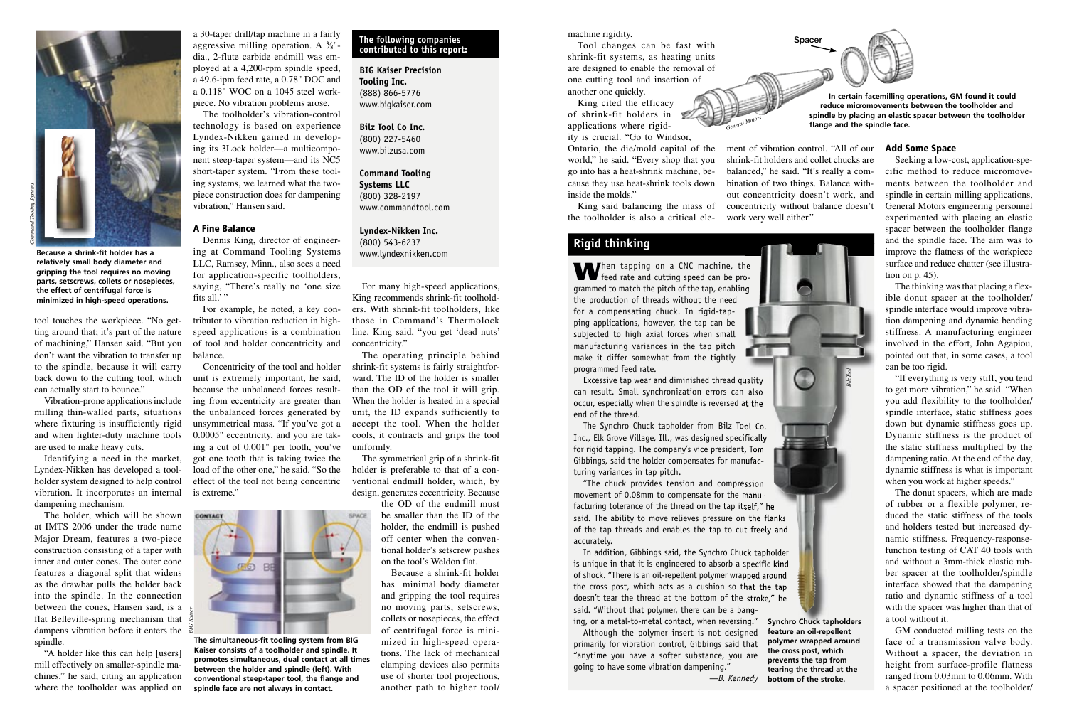Because a shrink-fit holder has a relatively small body diameter and gripping the tool requires no moving parts, setscrews, collets or nosepieces, the effect of centrifugal force is minimized in high-speed operations.

tool touches the workpiece. "No getting around that; it's part of the nature of machining," Hansen said. "But you don't want the vibration to transfer up to the spindle, because it will carry back down to the cutting tool, which can actually start to bounce."

Vibration-prone applications include milling thin-walled parts, situations where fixturing is insufficiently rigid and when lighter-duty machine tools are used to make heavy cuts.

Identifying a need in the market, Lyndex-Nikken has developed a toolholder system designed to help control vibration. It incorporates an internal dampening mechanism.

The holder, which will be shown at IMTS 2006 under the trade name Major Dream, features a two-piece construction consisting of a taper with inner and outer cones. The outer cone features a diagonal split that widens as the drawbar pulls the holder back into the spindle. In the connection between the cones, Hansen said, is a flat Belleville-spring mechanism that dampens vibration before it enters the spindle.

"A holder like this can help [users] mill effectively on smaller-spindle machines," he said, citing an application where the toolholder was applied on a 30-taper drill/tap machine in a fairly aggressive milling operation. A ⅜"-dia., 2-flute carbide endmill was employed at a 4,200-rpm spindle speed, a 49.6-ipm feed rate, a 0.78" DOC and a 0.118" WOC on a 1045 steel workpiece. No vibration problems arose.

The toolholder's vibration-control technology is based on experience Lyndex-Nikken gained in developing its 3Lock holder—a multicomponent steep-taper system—and its NC5 short-taper system. "From these tooling systems, we learned what the two-piece construction does for dampening vibration," Hansen said.

## A Fine Balance

Dennis King, director of engineering at Command Tooling Systems LLC, Ramsey, Minn., also sees a need for application-specific toolholders, saying, "There's really no 'one size fits all.' "

For example, he noted, a key contributor to vibration reduction in high-speed applications is a combination of tool and holder concentricity and balance.

Concentricity of the tool and holder unit is extremely important, he said, because the unbalanced forces resulting from eccentricity are greater than the unbalanced forces generated by unsymmetrical mass. "If you've got a 0.0005" eccentricity, and you are taking a cut of 0.001" per tooth, you've got one tooth that is taking twice the load of the other one," he said. "So the effect of the tool not being concentric is extreme."

The simultaneous-fit tooling system from BIG Kaiser consists of a toolholder and spindle. It promotes simultaneous, dual contact at all times between the holder and spindle (left). With conventional steep-taper tool, the flange and spindle face are not always in contact.

**The following companies contributed to this report:**

**BIG Kaiser Precision Tooling Inc.**
(888) 866-5776
www.bigkaiser.com

**Bilz Tool Co Inc.**
(800) 227-5460
www.bilzusa.com

**Command Tooling Systems LLC**
(800) 328-2197
www.commandtool.com

**Lyndex-Nikken Inc.**
(800) 543-6237
www.lyndexnikken.com

For many high-speed applications, King recommends shrink-fit toolholders. With shrink-fit toolholders, like those in Command's Thermolock line, King said, "you get 'dead nuts' concentricity."

The operating principle behind shrink-fit systems is fairly straightforward. The ID of the holder is smaller than the OD of the tool it will grip. When the holder is heated in a special unit, the ID expands sufficiently to accept the tool. When the holder cools, it contracts and grips the tool uniformly.

The symmetrical grip of a shrink-fit holder is preferable to that of a conventional endmill holder, which, by design, generates eccentricity. Because the OD of the endmill must be smaller than the ID of the holder, the endmill is pushed off center when the conventional holder's setscrew pushes on the tool's Weldon flat.

Because a shrink-fit holder has minimal body diameter and gripping the tool requires no moving parts, setscrews, collets or nosepieces, the effect of centrifugal force is minimized in high-speed operations. The lack of mechanical clamping devices also permits use of shorter tool projections, another path to higher tool/machine rigidity.

Tool changes can be fast with shrink-fit systems, as heating units are designed to enable the removal of one cutting tool and insertion of another one quickly.

King cited the efficacy of shrink-fit holders in applications where rigidity is crucial. "Go to Windsor, Ontario, the die/mold capital of the world," he said. "Every shop that you go into has a heat-shrink machine, because they use heat-shrink tools down inside the molds."

King said balancing the mass of the toolholder is also a critical element of vibration control. "All of our shrink-fit holders and collet chucks are balanced," he said. "It's really a combination of two things. Balance without concentricity doesn't work, and concentricity without balance doesn't work very well either."

## Rigid thinking

When tapping on a CNC machine, the feed rate and cutting speed can be programmed to match the pitch of the tap, enabling the production of threads without the need for a compensating chuck. In rigid-tapping applications, however, the tap can be subjected to high axial forces when small manufacturing variances in the tap pitch make it differ somewhat from the tightly programmed feed rate.

Excessive tap wear and diminished thread quality can result. Small synchronization errors can also occur, especially when the spindle is reversed at the end of the thread.

The Synchro Chuck tapholder from Bilz Tool Co. Inc., Elk Grove Village, Ill., was designed specifically for rigid tapping. The company's vice president, Tom Gibbings, said the holder compensates for manufacturing variances in tap pitch.

"The chuck provides tension and compression movement of 0.08mm to compensate for the manufacturing tolerance of the thread on the tap itself," he said. The ability to move relieves pressure on the flanks of the tap threads and enables the tap to cut freely and accurately.

In addition, Gibbings said, the Synchro Chuck tapholder is unique in that it is engineered to absorb a specific kind of shock. "There is an oil-repellent polymer wrapped around the cross post, which acts as a cushion so that the tap doesn't tear the thread at the bottom of the stroke," he said. "Without that polymer, there can be a banging, or a metal-to-metal contact, when reversing."

Although the polymer insert is not designed primarily for vibration control, Gibbings said that "anytime you have a softer substance, you are going to have some vibration dampening."

—*B. Kennedy*

Synchro Chuck tapholders feature an oil-repellent polymer wrapped around the cross post, which prevents the tap from tearing the thread at the bottom of the stroke.

In certain facemilling operations, GM found it could reduce micromovements between the toolholder and spindle by placing an elastic spacer between the toolholder flange and the spindle face.

## Add Some Space

Seeking a low-cost, application-specific method to reduce micromovements between the toolholder and spindle in certain milling applications, General Motors engineering personnel experimented with placing an elastic spacer between the toolholder flange and the spindle face. The aim was to improve the flatness of the workpiece surface and reduce chatter (see illustration on p. 45).

The thinking was that placing a flexible donut spacer at the toolholder/spindle interface would improve vibration dampening and dynamic bending stiffness. A manufacturing engineer involved in the effort, John Agapiou, pointed out that, in some cases, a tool can be too rigid.

"If everything is very stiff, you tend to get more vibration," he said. "When you add flexibility to the toolholder/spindle interface, static stiffness goes down but dynamic stiffness goes up. Dynamic stiffness is the product of the static stiffness multiplied by the dampening ratio. At the end of the day, dynamic stiffness is what is important when you work at higher speeds."

The donut spacers, which are made of rubber or a flexible polymer, reduced the static stiffness of the tools and holders tested but increased dynamic stiffness. Frequency-response-function testing of CAT 40 tools with and without a 3mm-thick elastic rubber spacer at the toolholder/spindle interface showed that the dampening ratio and dynamic stiffness of a tool with the spacer was higher than that of a tool without it.

GM conducted milling tests on the face of a transmission valve body. Without a spacer, the deviation in height from surface-profile flatness ranged from 0.03mm to 0.06mm. With a spacer positioned at the toolholder/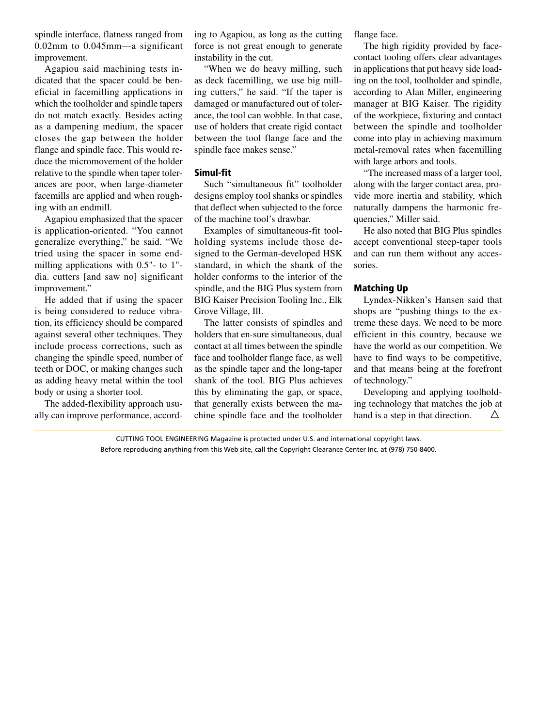spindle interface, flatness ranged from 0.02mm to 0.045mm—a significant improvement.

Agapiou said machining tests indicated that the spacer could be beneficial in facemilling applications in which the toolholder and spindle tapers do not match exactly. Besides acting as a dampening medium, the spacer closes the gap between the holder flange and spindle face. This would reduce the micromovement of the holder relative to the spindle when taper tolerances are poor, when large-diameter facemills are applied and when roughing with an endmill.

Agapiou emphasized that the spacer is application-oriented. "You cannot generalize everything," he said. "We tried using the spacer in some endmilling applications with 0.5"- to 1"-dia. cutters [and saw no] significant improvement."

He added that if using the spacer is being considered to reduce vibration, its efficiency should be compared against several other techniques. They include process corrections, such as changing the spindle speed, number of teeth or DOC, or making changes such as adding heavy metal within the tool body or using a shorter tool.

The added-flexibility approach usually can improve performance, according to Agapiou, as long as the cutting force is not great enough to generate instability in the cut.

"When we do heavy milling, such as deck facemilling, we use big milling cutters," he said. "If the taper is damaged or manufactured out of tolerance, the tool can wobble. In that case, use of holders that create rigid contact between the tool flange face and the spindle face makes sense."

## Simul-fit

Such "simultaneous fit" toolholder designs employ tool shanks or spindles that deflect when subjected to the force of the machine tool's drawbar.

Examples of simultaneous-fit toolholding systems include those designed to the German-developed HSK standard, in which the shank of the holder conforms to the interior of the spindle, and the BIG Plus system from BIG Kaiser Precision Tooling Inc., Elk Grove Village, Ill.

The latter consists of spindles and holders that en-sure simultaneous, dual contact at all times between the spindle face and toolholder flange face, as well as the spindle taper and the long-taper shank of the tool. BIG Plus achieves this by eliminating the gap, or space, that generally exists between the machine spindle face and the toolholder flange face.

The high rigidity provided by face-contact tooling offers clear advantages in applications that put heavy side loading on the tool, toolholder and spindle, according to Alan Miller, engineering manager at BIG Kaiser. The rigidity of the workpiece, fixturing and contact between the spindle and toolholder come into play in achieving maximum metal-removal rates when facemilling with large arbors and tools.

"The increased mass of a larger tool, along with the larger contact area, provide more inertia and stability, which naturally dampens the harmonic frequencies," Miller said.

He also noted that BIG Plus spindles accept conventional steep-taper tools and can run them without any accessories.

## Matching Up

Lyndex-Nikken's Hansen said that shops are "pushing things to the extreme these days. We need to be more efficient in this country, because we have the world as our competition. We have to find ways to be competitive, and that means being at the forefront of technology."

Developing and applying toolholding technology that matches the job at hand is a step in that direction. △

CUTTING TOOL ENGINEERING Magazine is protected under U.S. and international copyright laws.
Before reproducing anything from this Web site, call the Copyright Clearance Center Inc. at (978) 750-8400.